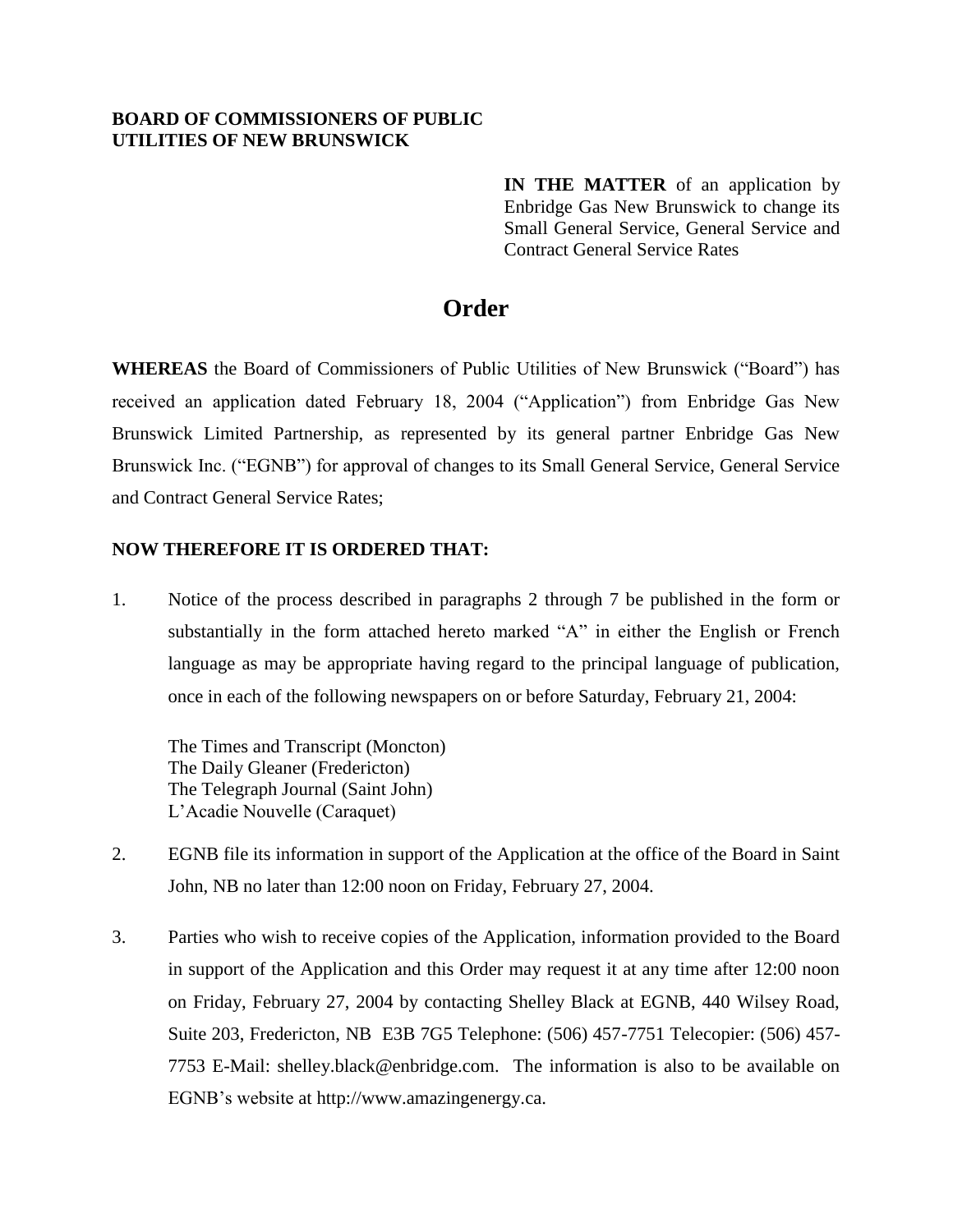**BOARD OF COMMISSIONERS OF PUBLIC UTILITIES OF NEW BRUNSWICK**

**IN THE MATTER** of an application by Enbridge Gas New Brunswick to change its Small General Service, General Service and Contract General Service Rates

# Order

**WHEREAS** the Board of Commissioners of Public Utilities of New Brunswick ("Board") has received an application dated February 18, 2004 ("Application") from Enbridge Gas New Brunswick Limited Partnership, as represented by its general partner Enbridge Gas New Brunswick Inc. ("EGNB") for approval of changes to its Small General Service, General Service and Contract General Service Rates;

**NOW THEREFORE IT IS ORDERED THAT:**

1. Notice of the process described in paragraphs 2 through 7 be published in the form or substantially in the form attached hereto marked "A" in either the English or French language as may be appropriate having regard to the principal language of publication, once in each of the following newspapers on or before Saturday, February 21, 2004:

   The Times and Transcript (Moncton)
   The Daily Gleaner (Fredericton)
   The Telegraph Journal (Saint John)
   L'Acadie Nouvelle (Caraquet)

2. EGNB file its information in support of the Application at the office of the Board in Saint John, NB no later than 12:00 noon on Friday, February 27, 2004.

3. Parties who wish to receive copies of the Application, information provided to the Board in support of the Application and this Order may request it at any time after 12:00 noon on Friday, February 27, 2004 by contacting Shelley Black at EGNB, 440 Wilsey Road, Suite 203, Fredericton, NB E3B 7G5 Telephone: (506) 457-7751 Telecopier: (506) 457-7753 E-Mail: shelley.black@enbridge.com. The information is also to be available on EGNB's website at http://www.amazingenergy.ca.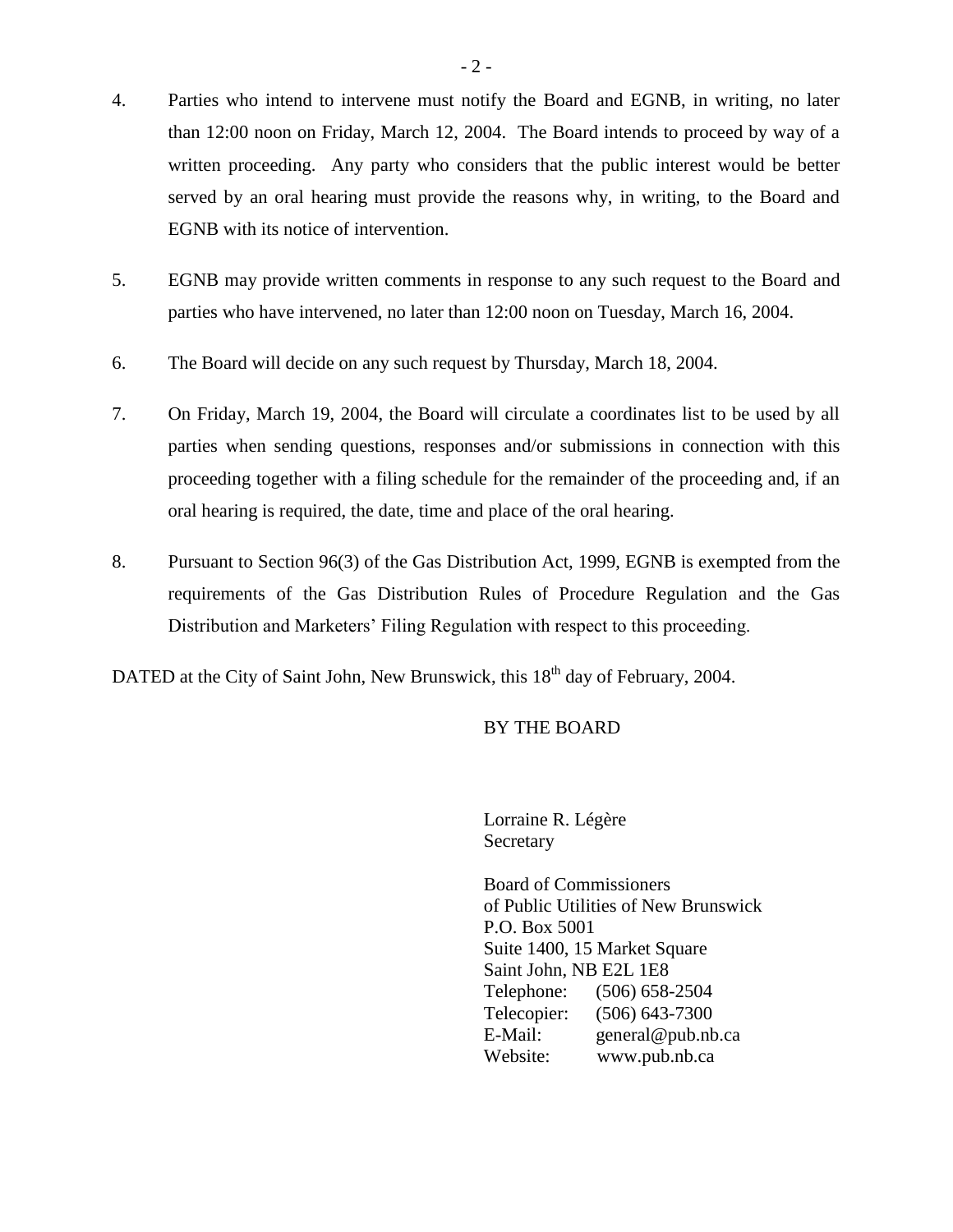4. Parties who intend to intervene must notify the Board and EGNB, in writing, no later than 12:00 noon on Friday, March 12, 2004. The Board intends to proceed by way of a written proceeding. Any party who considers that the public interest would be better served by an oral hearing must provide the reasons why, in writing, to the Board and EGNB with its notice of intervention.

5. EGNB may provide written comments in response to any such request to the Board and parties who have intervened, no later than 12:00 noon on Tuesday, March 16, 2004.

6. The Board will decide on any such request by Thursday, March 18, 2004.

7. On Friday, March 19, 2004, the Board will circulate a coordinates list to be used by all parties when sending questions, responses and/or submissions in connection with this proceeding together with a filing schedule for the remainder of the proceeding and, if an oral hearing is required, the date, time and place of the oral hearing.

8. Pursuant to Section 96(3) of the Gas Distribution Act, 1999, EGNB is exempted from the requirements of the Gas Distribution Rules of Procedure Regulation and the Gas Distribution and Marketers' Filing Regulation with respect to this proceeding.

DATED at the City of Saint John, New Brunswick, this 18th day of February, 2004.

BY THE BOARD

Lorraine R. Légère
Secretary

Board of Commissioners
of Public Utilities of New Brunswick
P.O. Box 5001
Suite 1400, 15 Market Square
Saint John, NB E2L 1E8
Telephone: (506) 658-2504
Telecopier: (506) 643-7300
E-Mail: general@pub.nb.ca
Website: www.pub.nb.ca